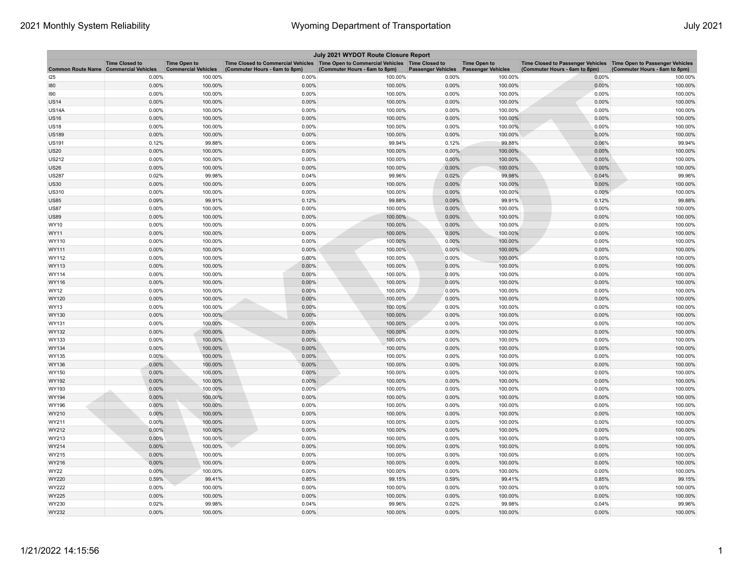| July 2021 WYDOT Route Closure Report | | | | | | | | |
|---|---|---|---|---|---|---|---|---|
| Common Route Name | Time Closed to Commercial Vehicles | Time Open to Commercial Vehicles | Time Closed to Commercial Vehicles (Commuter Hours - 6am to 8pm) | Time Open to Commercial Vehicles (Commuter Hours - 6am to 8pm) | Time Closed to Passenger Vehicles | Time Open to Passenger Vehicles | Time Closed to Passenger Vehicles (Commuter Hours - 6am to 8pm) | Time Open to Passenger Vehicles (Commuter Hours - 6am to 8pm) |
| I25 | 0.00% | 100.00% | 0.00% | 100.00% | 0.00% | 100.00% | 0.00% | 100.00% |
| I80 | 0.00% | 100.00% | 0.00% | 100.00% | 0.00% | 100.00% | 0.00% | 100.00% |
| I90 | 0.00% | 100.00% | 0.00% | 100.00% | 0.00% | 100.00% | 0.00% | 100.00% |
| US14 | 0.00% | 100.00% | 0.00% | 100.00% | 0.00% | 100.00% | 0.00% | 100.00% |
| US14A | 0.00% | 100.00% | 0.00% | 100.00% | 0.00% | 100.00% | 0.00% | 100.00% |
| US16 | 0.00% | 100.00% | 0.00% | 100.00% | 0.00% | 100.00% | 0.00% | 100.00% |
| US18 | 0.00% | 100.00% | 0.00% | 100.00% | 0.00% | 100.00% | 0.00% | 100.00% |
| US189 | 0.00% | 100.00% | 0.00% | 100.00% | 0.00% | 100.00% | 0.00% | 100.00% |
| US191 | 0.12% | 99.88% | 0.06% | 99.94% | 0.12% | 99.88% | 0.06% | 99.94% |
| US20 | 0.00% | 100.00% | 0.00% | 100.00% | 0.00% | 100.00% | 0.00% | 100.00% |
| US212 | 0.00% | 100.00% | 0.00% | 100.00% | 0.00% | 100.00% | 0.00% | 100.00% |
| US26 | 0.00% | 100.00% | 0.00% | 100.00% | 0.00% | 100.00% | 0.00% | 100.00% |
| US287 | 0.02% | 99.98% | 0.04% | 99.96% | 0.02% | 99.98% | 0.04% | 99.96% |
| US30 | 0.00% | 100.00% | 0.00% | 100.00% | 0.00% | 100.00% | 0.00% | 100.00% |
| US310 | 0.00% | 100.00% | 0.00% | 100.00% | 0.00% | 100.00% | 0.00% | 100.00% |
| US85 | 0.09% | 99.91% | 0.12% | 99.88% | 0.09% | 99.91% | 0.12% | 99.88% |
| US87 | 0.00% | 100.00% | 0.00% | 100.00% | 0.00% | 100.00% | 0.00% | 100.00% |
| US89 | 0.00% | 100.00% | 0.00% | 100.00% | 0.00% | 100.00% | 0.00% | 100.00% |
| WY10 | 0.00% | 100.00% | 0.00% | 100.00% | 0.00% | 100.00% | 0.00% | 100.00% |
| WY11 | 0.00% | 100.00% | 0.00% | 100.00% | 0.00% | 100.00% | 0.00% | 100.00% |
| WY110 | 0.00% | 100.00% | 0.00% | 100.00% | 0.00% | 100.00% | 0.00% | 100.00% |
| WY111 | 0.00% | 100.00% | 0.00% | 100.00% | 0.00% | 100.00% | 0.00% | 100.00% |
| WY112 | 0.00% | 100.00% | 0.00% | 100.00% | 0.00% | 100.00% | 0.00% | 100.00% |
| WY113 | 0.00% | 100.00% | 0.00% | 100.00% | 0.00% | 100.00% | 0.00% | 100.00% |
| WY114 | 0.00% | 100.00% | 0.00% | 100.00% | 0.00% | 100.00% | 0.00% | 100.00% |
| WY116 | 0.00% | 100.00% | 0.00% | 100.00% | 0.00% | 100.00% | 0.00% | 100.00% |
| WY12 | 0.00% | 100.00% | 0.00% | 100.00% | 0.00% | 100.00% | 0.00% | 100.00% |
| WY120 | 0.00% | 100.00% | 0.00% | 100.00% | 0.00% | 100.00% | 0.00% | 100.00% |
| WY13 | 0.00% | 100.00% | 0.00% | 100.00% | 0.00% | 100.00% | 0.00% | 100.00% |
| WY130 | 0.00% | 100.00% | 0.00% | 100.00% | 0.00% | 100.00% | 0.00% | 100.00% |
| WY131 | 0.00% | 100.00% | 0.00% | 100.00% | 0.00% | 100.00% | 0.00% | 100.00% |
| WY132 | 0.00% | 100.00% | 0.00% | 100.00% | 0.00% | 100.00% | 0.00% | 100.00% |
| WY133 | 0.00% | 100.00% | 0.00% | 100.00% | 0.00% | 100.00% | 0.00% | 100.00% |
| WY134 | 0.00% | 100.00% | 0.00% | 100.00% | 0.00% | 100.00% | 0.00% | 100.00% |
| WY135 | 0.00% | 100.00% | 0.00% | 100.00% | 0.00% | 100.00% | 0.00% | 100.00% |
| WY136 | 0.00% | 100.00% | 0.00% | 100.00% | 0.00% | 100.00% | 0.00% | 100.00% |
| WY150 | 0.00% | 100.00% | 0.00% | 100.00% | 0.00% | 100.00% | 0.00% | 100.00% |
| WY192 | 0.00% | 100.00% | 0.00% | 100.00% | 0.00% | 100.00% | 0.00% | 100.00% |
| WY193 | 0.00% | 100.00% | 0.00% | 100.00% | 0.00% | 100.00% | 0.00% | 100.00% |
| WY194 | 0.00% | 100.00% | 0.00% | 100.00% | 0.00% | 100.00% | 0.00% | 100.00% |
| WY196 | 0.00% | 100.00% | 0.00% | 100.00% | 0.00% | 100.00% | 0.00% | 100.00% |
| WY210 | 0.00% | 100.00% | 0.00% | 100.00% | 0.00% | 100.00% | 0.00% | 100.00% |
| WY211 | 0.00% | 100.00% | 0.00% | 100.00% | 0.00% | 100.00% | 0.00% | 100.00% |
| WY212 | 0.00% | 100.00% | 0.00% | 100.00% | 0.00% | 100.00% | 0.00% | 100.00% |
| WY213 | 0.00% | 100.00% | 0.00% | 100.00% | 0.00% | 100.00% | 0.00% | 100.00% |
| WY214 | 0.00% | 100.00% | 0.00% | 100.00% | 0.00% | 100.00% | 0.00% | 100.00% |
| WY215 | 0.00% | 100.00% | 0.00% | 100.00% | 0.00% | 100.00% | 0.00% | 100.00% |
| WY216 | 0.00% | 100.00% | 0.00% | 100.00% | 0.00% | 100.00% | 0.00% | 100.00% |
| WY22 | 0.00% | 100.00% | 0.00% | 100.00% | 0.00% | 100.00% | 0.00% | 100.00% |
| WY220 | 0.59% | 99.41% | 0.85% | 99.15% | 0.59% | 99.41% | 0.85% | 99.15% |
| WY222 | 0.00% | 100.00% | 0.00% | 100.00% | 0.00% | 100.00% | 0.00% | 100.00% |
| WY225 | 0.00% | 100.00% | 0.00% | 100.00% | 0.00% | 100.00% | 0.00% | 100.00% |
| WY230 | 0.02% | 99.98% | 0.04% | 99.96% | 0.02% | 99.98% | 0.04% | 99.96% |
| WY232 | 0.00% | 100.00% | 0.00% | 100.00% | 0.00% | 100.00% | 0.00% | 100.00% |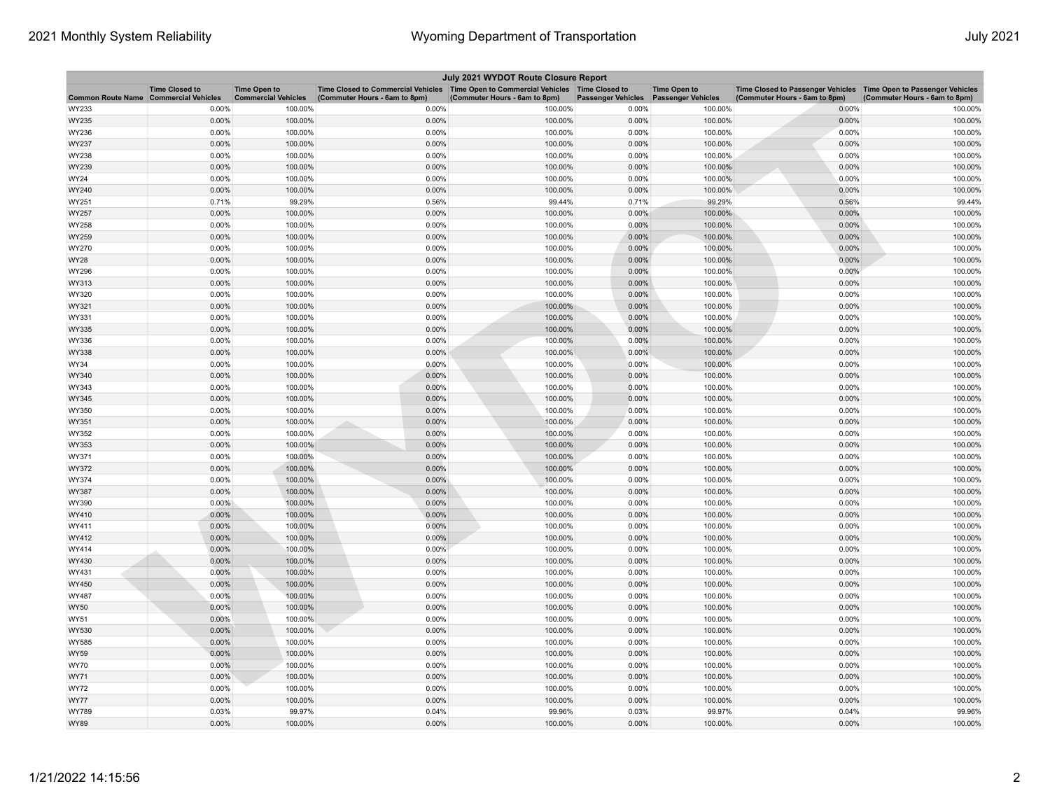| July 2021 WYDOT Route Closure Report | | | | | | | | |
|---|---|---|---|---|---|---|---|---|
| Common Route Name | Time Closed to Commercial Vehicles | Time Open to Commercial Vehicles | Time Closed to Commercial Vehicles (Commuter Hours - 6am to 8pm) | Time Open to Commercial Vehicles (Commuter Hours - 6am to 8pm) | Time Closed to Passenger Vehicles | Time Open to Passenger Vehicles | Time Closed to Passenger Vehicles (Commuter Hours - 6am to 8pm) | Time Open to Passenger Vehicles (Commuter Hours - 6am to 8pm) |
| WY233 | 0.00% | 100.00% | 0.00% | 100.00% | 0.00% | 100.00% | 0.00% | 100.00% |
| WY235 | 0.00% | 100.00% | 0.00% | 100.00% | 0.00% | 100.00% | 0.00% | 100.00% |
| WY236 | 0.00% | 100.00% | 0.00% | 100.00% | 0.00% | 100.00% | 0.00% | 100.00% |
| WY237 | 0.00% | 100.00% | 0.00% | 100.00% | 0.00% | 100.00% | 0.00% | 100.00% |
| WY238 | 0.00% | 100.00% | 0.00% | 100.00% | 0.00% | 100.00% | 0.00% | 100.00% |
| WY239 | 0.00% | 100.00% | 0.00% | 100.00% | 0.00% | 100.00% | 0.00% | 100.00% |
| WY24 | 0.00% | 100.00% | 0.00% | 100.00% | 0.00% | 100.00% | 0.00% | 100.00% |
| WY240 | 0.00% | 100.00% | 0.00% | 100.00% | 0.00% | 100.00% | 0.00% | 100.00% |
| WY251 | 0.71% | 99.29% | 0.56% | 99.44% | 0.71% | 99.29% | 0.56% | 99.44% |
| WY257 | 0.00% | 100.00% | 0.00% | 100.00% | 0.00% | 100.00% | 0.00% | 100.00% |
| WY258 | 0.00% | 100.00% | 0.00% | 100.00% | 0.00% | 100.00% | 0.00% | 100.00% |
| WY259 | 0.00% | 100.00% | 0.00% | 100.00% | 0.00% | 100.00% | 0.00% | 100.00% |
| WY270 | 0.00% | 100.00% | 0.00% | 100.00% | 0.00% | 100.00% | 0.00% | 100.00% |
| WY28 | 0.00% | 100.00% | 0.00% | 100.00% | 0.00% | 100.00% | 0.00% | 100.00% |
| WY296 | 0.00% | 100.00% | 0.00% | 100.00% | 0.00% | 100.00% | 0.00% | 100.00% |
| WY313 | 0.00% | 100.00% | 0.00% | 100.00% | 0.00% | 100.00% | 0.00% | 100.00% |
| WY320 | 0.00% | 100.00% | 0.00% | 100.00% | 0.00% | 100.00% | 0.00% | 100.00% |
| WY321 | 0.00% | 100.00% | 0.00% | 100.00% | 0.00% | 100.00% | 0.00% | 100.00% |
| WY331 | 0.00% | 100.00% | 0.00% | 100.00% | 0.00% | 100.00% | 0.00% | 100.00% |
| WY335 | 0.00% | 100.00% | 0.00% | 100.00% | 0.00% | 100.00% | 0.00% | 100.00% |
| WY336 | 0.00% | 100.00% | 0.00% | 100.00% | 0.00% | 100.00% | 0.00% | 100.00% |
| WY338 | 0.00% | 100.00% | 0.00% | 100.00% | 0.00% | 100.00% | 0.00% | 100.00% |
| WY34 | 0.00% | 100.00% | 0.00% | 100.00% | 0.00% | 100.00% | 0.00% | 100.00% |
| WY340 | 0.00% | 100.00% | 0.00% | 100.00% | 0.00% | 100.00% | 0.00% | 100.00% |
| WY343 | 0.00% | 100.00% | 0.00% | 100.00% | 0.00% | 100.00% | 0.00% | 100.00% |
| WY345 | 0.00% | 100.00% | 0.00% | 100.00% | 0.00% | 100.00% | 0.00% | 100.00% |
| WY350 | 0.00% | 100.00% | 0.00% | 100.00% | 0.00% | 100.00% | 0.00% | 100.00% |
| WY351 | 0.00% | 100.00% | 0.00% | 100.00% | 0.00% | 100.00% | 0.00% | 100.00% |
| WY352 | 0.00% | 100.00% | 0.00% | 100.00% | 0.00% | 100.00% | 0.00% | 100.00% |
| WY353 | 0.00% | 100.00% | 0.00% | 100.00% | 0.00% | 100.00% | 0.00% | 100.00% |
| WY371 | 0.00% | 100.00% | 0.00% | 100.00% | 0.00% | 100.00% | 0.00% | 100.00% |
| WY372 | 0.00% | 100.00% | 0.00% | 100.00% | 0.00% | 100.00% | 0.00% | 100.00% |
| WY374 | 0.00% | 100.00% | 0.00% | 100.00% | 0.00% | 100.00% | 0.00% | 100.00% |
| WY387 | 0.00% | 100.00% | 0.00% | 100.00% | 0.00% | 100.00% | 0.00% | 100.00% |
| WY390 | 0.00% | 100.00% | 0.00% | 100.00% | 0.00% | 100.00% | 0.00% | 100.00% |
| WY410 | 0.00% | 100.00% | 0.00% | 100.00% | 0.00% | 100.00% | 0.00% | 100.00% |
| WY411 | 0.00% | 100.00% | 0.00% | 100.00% | 0.00% | 100.00% | 0.00% | 100.00% |
| WY412 | 0.00% | 100.00% | 0.00% | 100.00% | 0.00% | 100.00% | 0.00% | 100.00% |
| WY414 | 0.00% | 100.00% | 0.00% | 100.00% | 0.00% | 100.00% | 0.00% | 100.00% |
| WY430 | 0.00% | 100.00% | 0.00% | 100.00% | 0.00% | 100.00% | 0.00% | 100.00% |
| WY431 | 0.00% | 100.00% | 0.00% | 100.00% | 0.00% | 100.00% | 0.00% | 100.00% |
| WY450 | 0.00% | 100.00% | 0.00% | 100.00% | 0.00% | 100.00% | 0.00% | 100.00% |
| WY487 | 0.00% | 100.00% | 0.00% | 100.00% | 0.00% | 100.00% | 0.00% | 100.00% |
| WY50 | 0.00% | 100.00% | 0.00% | 100.00% | 0.00% | 100.00% | 0.00% | 100.00% |
| WY51 | 0.00% | 100.00% | 0.00% | 100.00% | 0.00% | 100.00% | 0.00% | 100.00% |
| WY530 | 0.00% | 100.00% | 0.00% | 100.00% | 0.00% | 100.00% | 0.00% | 100.00% |
| WY585 | 0.00% | 100.00% | 0.00% | 100.00% | 0.00% | 100.00% | 0.00% | 100.00% |
| WY59 | 0.00% | 100.00% | 0.00% | 100.00% | 0.00% | 100.00% | 0.00% | 100.00% |
| WY70 | 0.00% | 100.00% | 0.00% | 100.00% | 0.00% | 100.00% | 0.00% | 100.00% |
| WY71 | 0.00% | 100.00% | 0.00% | 100.00% | 0.00% | 100.00% | 0.00% | 100.00% |
| WY72 | 0.00% | 100.00% | 0.00% | 100.00% | 0.00% | 100.00% | 0.00% | 100.00% |
| WY77 | 0.00% | 100.00% | 0.00% | 100.00% | 0.00% | 100.00% | 0.00% | 100.00% |
| WY789 | 0.03% | 99.97% | 0.04% | 99.96% | 0.03% | 99.97% | 0.04% | 99.96% |
| WY89 | 0.00% | 100.00% | 0.00% | 100.00% | 0.00% | 100.00% | 0.00% | 100.00% |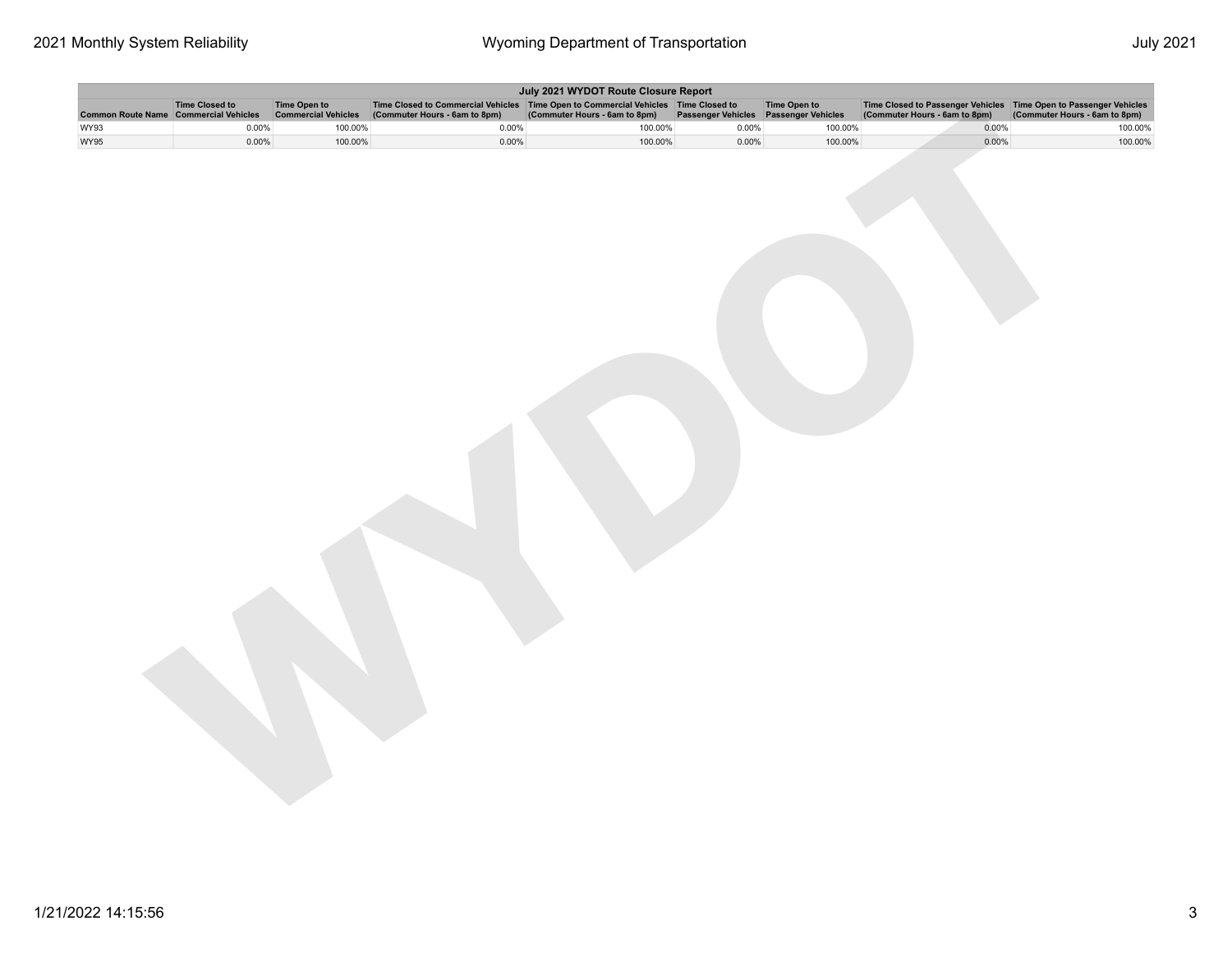| July 2021 WYDOT Route Closure Report | | | | | | | | |
|---|---|---|---|---|---|---|---|---|
| Common Route Name | Time Closed to Commercial Vehicles | Time Open to Commercial Vehicles | Time Closed to Commercial Vehicles (Commuter Hours - 6am to 8pm) | Time Open to Commercial Vehicles (Commuter Hours - 6am to 8pm) | Time Closed to Passenger Vehicles | Time Open to Passenger Vehicles | Time Closed to Passenger Vehicles (Commuter Hours - 6am to 8pm) | Time Open to Passenger Vehicles (Commuter Hours - 6am to 8pm) |
| WY93 | 0.00% | 100.00% | 0.00% | 100.00% | 0.00% | 100.00% | 0.00% | 100.00% |
| WY95 | 0.00% | 100.00% | 0.00% | 100.00% | 0.00% | 100.00% | 0.00% | 100.00% |